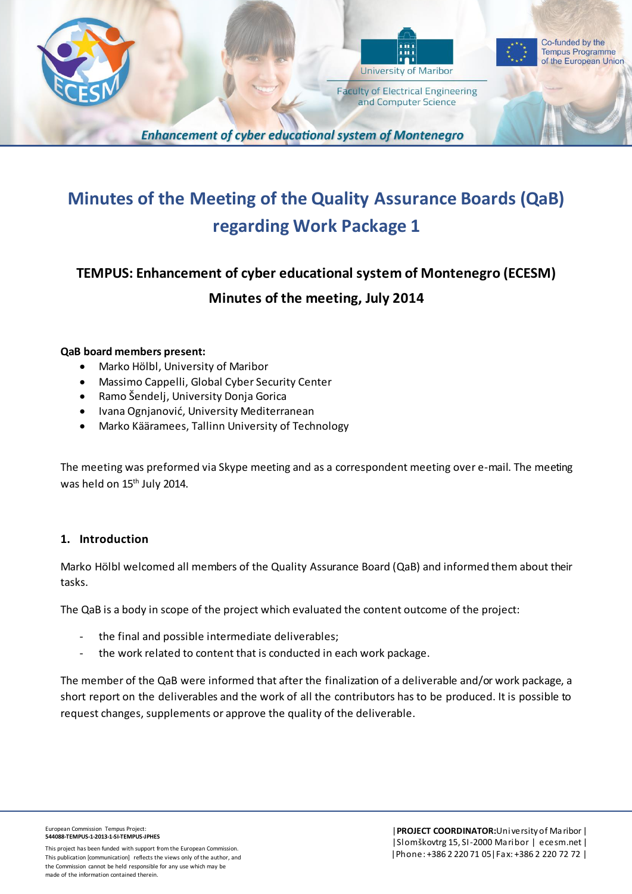# Minutes of the Meeting of the Quality Assurance Boards (QaB) regarding Work Package 1

## TEMPUS: Enhancement of cyber educational system of Montenegro (ECESM)

## Minutes of the meeting, July 2014

**QaB board members present:**

- Marko Hölbl, University of Maribor
- Massimo Cappelli, Global Cyber Security Center
- Ramo Šendelj, University Donja Gorica
- Ivana Ognjanović, University Mediterranean
- Marko Kääramees, Tallinn University of Technology

The meeting was preformed via Skype meeting and as a correspondent meeting over e-mail. The meeting was held on 15th July 2014.

### 1. Introduction

Marko Hölbl welcomed all members of the Quality Assurance Board (QaB) and informed them about their tasks.

The QaB is a body in scope of the project which evaluated the content outcome of the project:

- the final and possible intermediate deliverables;
- the work related to content that is conducted in each work package.

The member of the QaB were informed that after the finalization of a deliverable and/or work package, a short report on the deliverables and the work of all the contributors has to be produced. It is possible to request changes, supplements or approve the quality of the deliverable.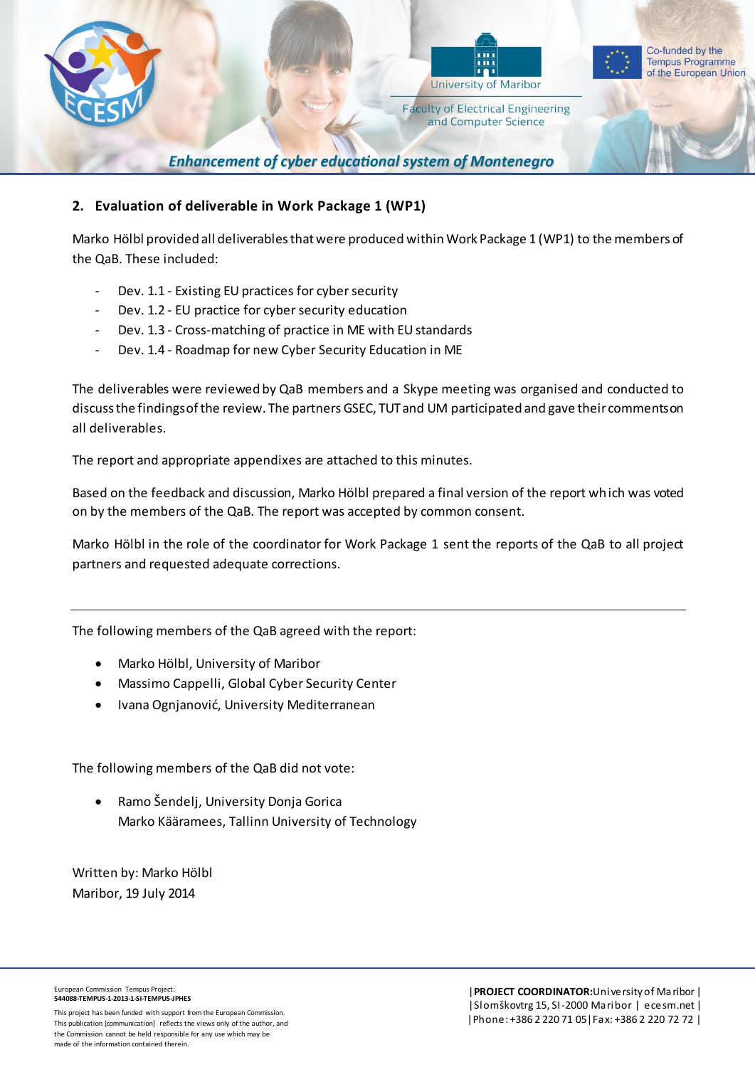## 2. Evaluation of deliverable in Work Package 1 (WP1)

Marko Hölbl provided all deliverables that were produced within Work Package 1 (WP1) to the members of the QaB. These included:

- Dev. 1.1 - Existing EU practices for cyber security
- Dev. 1.2 - EU practice for cyber security education
- Dev. 1.3 - Cross-matching of practice in ME with EU standards
- Dev. 1.4 - Roadmap for new Cyber Security Education in ME

The deliverables were reviewed by QaB members and a Skype meeting was organised and conducted to discuss the findings of the review. The partners GSEC, TUT and UM participated and gave their comments on all deliverables.

The report and appropriate appendixes are attached to this minutes.

Based on the feedback and discussion, Marko Hölbl prepared a final version of the report which was voted on by the members of the QaB. The report was accepted by common consent.

Marko Hölbl in the role of the coordinator for Work Package 1 sent the reports of the QaB to all project partners and requested adequate corrections.

---

The following members of the QaB agreed with the report:

- Marko Hölbl, University of Maribor
- Massimo Cappelli, Global Cyber Security Center
- Ivana Ognjanović, University Mediterranean

The following members of the QaB did not vote:

- Ramo Šendelj, University Donja Gorica
  Marko Kääramees, Tallinn University of Technology

Written by: Marko Hölbl
Maribor, 19 July 2014